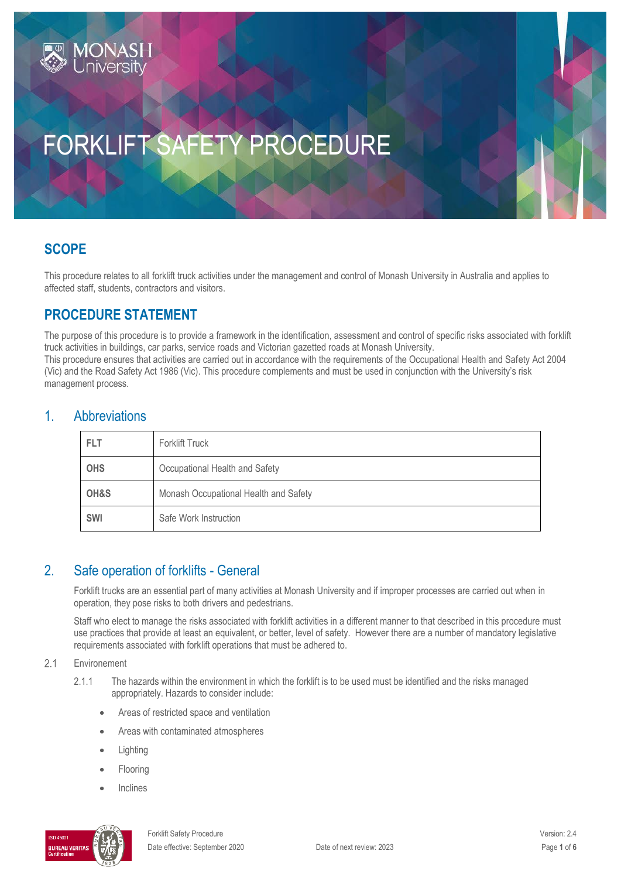# FORKLIFT SAFETY PROCEDURE

## SCOPE

This procedure relates to all forklift truck activities under the management and control of Monash University in Australia and applies to affected staff, students, contractors and visitors.

## PROCEDURE STATEMENT

The purpose of this procedure is to provide a framework in the identification, assessment and control of specific risks associated with forklift truck activities in buildings, car parks, service roads and Victorian gazetted roads at Monash University.
This procedure ensures that activities are carried out in accordance with the requirements of the Occupational Health and Safety Act 2004 (Vic) and the Road Safety Act 1986 (Vic). This procedure complements and must be used in conjunction with the University's risk management process.

## 1. Abbreviations

| | |
|---|---|
| **FLT** | Forklift Truck |
| **OHS** | Occupational Health and Safety |
| **OH&S** | Monash Occupational Health and Safety |
| **SWI** | Safe Work Instruction |

## 2. Safe operation of forklifts - General

Forklift trucks are an essential part of many activities at Monash University and if improper processes are carried out when in operation, they pose risks to both drivers and pedestrians.

Staff who elect to manage the risks associated with forklift activities in a different manner to that described in this procedure must use practices that provide at least an equivalent, or better, level of safety. However there are a number of mandatory legislative requirements associated with forklift operations that must be adhered to.

2.1 Environement

2.1.1 The hazards within the environment in which the forklift is to be used must be identified and the risks managed appropriately. Hazards to consider include:

- Areas of restricted space and ventilation
- Areas with contaminated atmospheres
- Lighting
- Flooring
- Inclines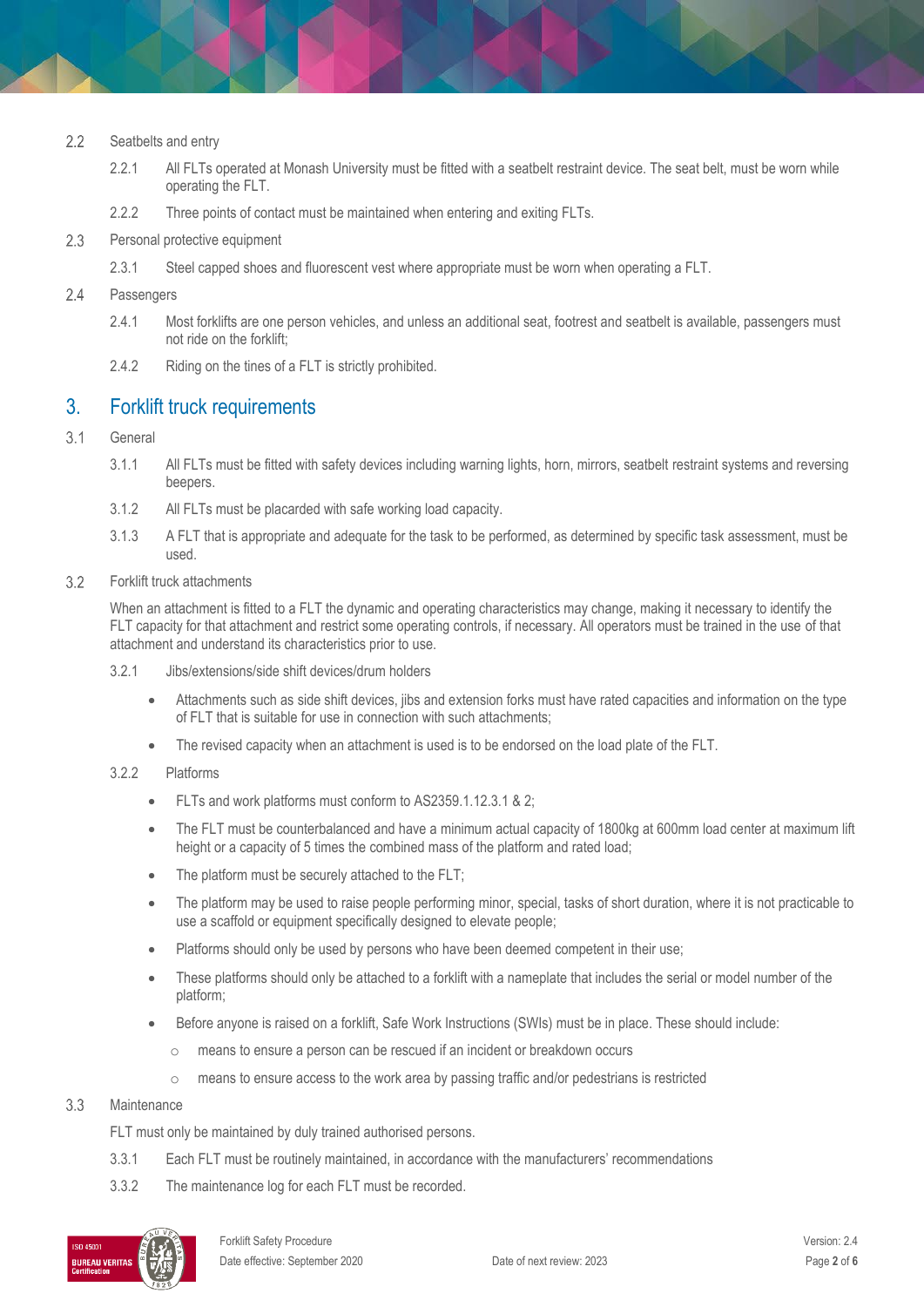2.2 Seatbelts and entry

2.2.1 All FLTs operated at Monash University must be fitted with a seatbelt restraint device. The seat belt, must be worn while operating the FLT.

2.2.2 Three points of contact must be maintained when entering and exiting FLTs.

2.3 Personal protective equipment

2.3.1 Steel capped shoes and fluorescent vest where appropriate must be worn when operating a FLT.

2.4 Passengers

2.4.1 Most forklifts are one person vehicles, and unless an additional seat, footrest and seatbelt is available, passengers must not ride on the forklift;

2.4.2 Riding on the tines of a FLT is strictly prohibited.

## 3. Forklift truck requirements

3.1 General

3.1.1 All FLTs must be fitted with safety devices including warning lights, horn, mirrors, seatbelt restraint systems and reversing beepers.

3.1.2 All FLTs must be placarded with safe working load capacity.

3.1.3 A FLT that is appropriate and adequate for the task to be performed, as determined by specific task assessment, must be used.

3.2 Forklift truck attachments

When an attachment is fitted to a FLT the dynamic and operating characteristics may change, making it necessary to identify the FLT capacity for that attachment and restrict some operating controls, if necessary. All operators must be trained in the use of that attachment and understand its characteristics prior to use.

3.2.1 Jibs/extensions/side shift devices/drum holders

- Attachments such as side shift devices, jibs and extension forks must have rated capacities and information on the type of FLT that is suitable for use in connection with such attachments;
- The revised capacity when an attachment is used is to be endorsed on the load plate of the FLT.

3.2.2 Platforms

- FLTs and work platforms must conform to AS2359.1.12.3.1 & 2;
- The FLT must be counterbalanced and have a minimum actual capacity of 1800kg at 600mm load center at maximum lift height or a capacity of 5 times the combined mass of the platform and rated load;
- The platform must be securely attached to the FLT;
- The platform may be used to raise people performing minor, special, tasks of short duration, where it is not practicable to use a scaffold or equipment specifically designed to elevate people;
- Platforms should only be used by persons who have been deemed competent in their use;
- These platforms should only be attached to a forklift with a nameplate that includes the serial or model number of the platform;
- Before anyone is raised on a forklift, Safe Work Instructions (SWIs) must be in place. These should include:
  - means to ensure a person can be rescued if an incident or breakdown occurs
  - means to ensure access to the work area by passing traffic and/or pedestrians is restricted

3.3 Maintenance

FLT must only be maintained by duly trained authorised persons.

3.3.1 Each FLT must be routinely maintained, in accordance with the manufacturers' recommendations

3.3.2 The maintenance log for each FLT must be recorded.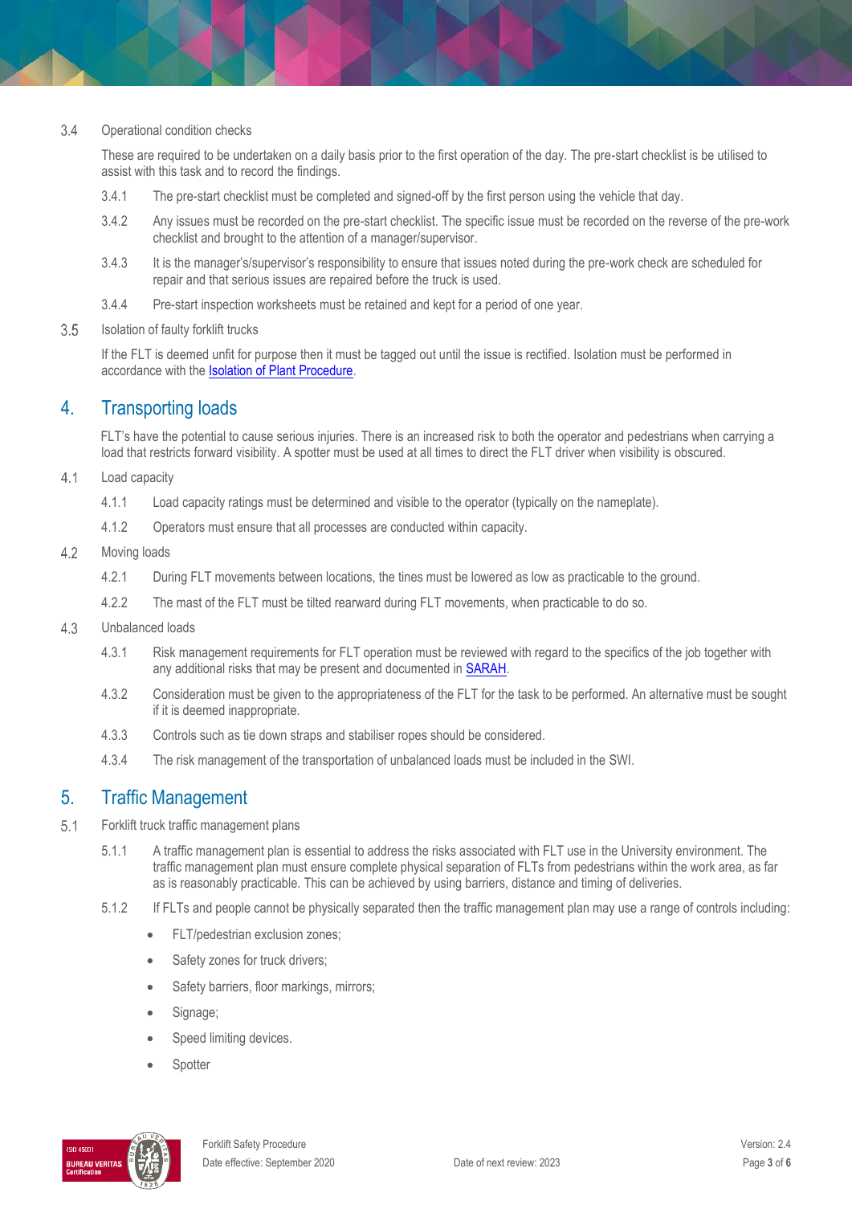### 3.4 Operational condition checks

These are required to be undertaken on a daily basis prior to the first operation of the day. The pre-start checklist is be utilised to assist with this task and to record the findings.

3.4.1 The pre-start checklist must be completed and signed-off by the first person using the vehicle that day.

3.4.2 Any issues must be recorded on the pre-start checklist. The specific issue must be recorded on the reverse of the pre-work checklist and brought to the attention of a manager/supervisor.

3.4.3 It is the manager's/supervisor's responsibility to ensure that issues noted during the pre-work check are scheduled for repair and that serious issues are repaired before the truck is used.

3.4.4 Pre-start inspection worksheets must be retained and kept for a period of one year.

### 3.5 Isolation of faulty forklift trucks

If the FLT is deemed unfit for purpose then it must be tagged out until the issue is rectified. Isolation must be performed in accordance with the Isolation of Plant Procedure.

## 4. Transporting loads

FLT's have the potential to cause serious injuries. There is an increased risk to both the operator and pedestrians when carrying a load that restricts forward visibility. A spotter must be used at all times to direct the FLT driver when visibility is obscured.

### 4.1 Load capacity

4.1.1 Load capacity ratings must be determined and visible to the operator (typically on the nameplate).

4.1.2 Operators must ensure that all processes are conducted within capacity.

### 4.2 Moving loads

4.2.1 During FLT movements between locations, the tines must be lowered as low as practicable to the ground.

4.2.2 The mast of the FLT must be tilted rearward during FLT movements, when practicable to do so.

### 4.3 Unbalanced loads

4.3.1 Risk management requirements for FLT operation must be reviewed with regard to the specifics of the job together with any additional risks that may be present and documented in SARAH.

4.3.2 Consideration must be given to the appropriateness of the FLT for the task to be performed. An alternative must be sought if it is deemed inappropriate.

4.3.3 Controls such as tie down straps and stabiliser ropes should be considered.

4.3.4 The risk management of the transportation of unbalanced loads must be included in the SWI.

## 5. Traffic Management

### 5.1 Forklift truck traffic management plans

5.1.1 A traffic management plan is essential to address the risks associated with FLT use in the University environment. The traffic management plan must ensure complete physical separation of FLTs from pedestrians within the work area, as far as is reasonably practicable. This can be achieved by using barriers, distance and timing of deliveries.

5.1.2 If FLTs and people cannot be physically separated then the traffic management plan may use a range of controls including:

- FLT/pedestrian exclusion zones;
- Safety zones for truck drivers;
- Safety barriers, floor markings, mirrors;
- Signage;
- Speed limiting devices.
- Spotter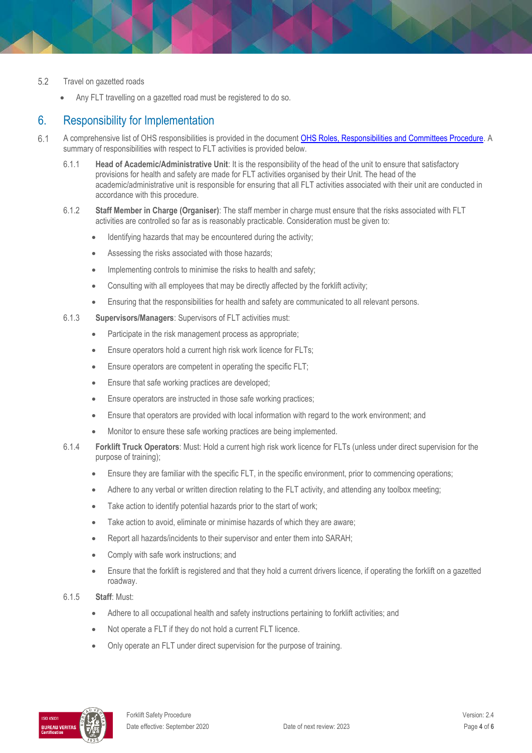5.2 Travel on gazetted roads

- Any FLT travelling on a gazetted road must be registered to do so.

## 6. Responsibility for Implementation

6.1 A comprehensive list of OHS responsibilities is provided in the document [OHS Roles, Responsibilities and Committees Procedure](). A summary of responsibilities with respect to FLT activities is provided below.

6.1.1 **Head of Academic/Administrative Unit**: It is the responsibility of the head of the unit to ensure that satisfactory provisions for health and safety are made for FLT activities organised by their Unit. The head of the academic/administrative unit is responsible for ensuring that all FLT activities associated with their unit are conducted in accordance with this procedure.

6.1.2 **Staff Member in Charge (Organiser)**: The staff member in charge must ensure that the risks associated with FLT activities are controlled so far as is reasonably practicable. Consideration must be given to:

- Identifying hazards that may be encountered during the activity;
- Assessing the risks associated with those hazards;
- Implementing controls to minimise the risks to health and safety;
- Consulting with all employees that may be directly affected by the forklift activity;
- Ensuring that the responsibilities for health and safety are communicated to all relevant persons.

6.1.3 **Supervisors/Managers**: Supervisors of FLT activities must:

- Participate in the risk management process as appropriate;
- Ensure operators hold a current high risk work licence for FLTs;
- Ensure operators are competent in operating the specific FLT;
- Ensure that safe working practices are developed;
- Ensure operators are instructed in those safe working practices;
- Ensure that operators are provided with local information with regard to the work environment; and
- Monitor to ensure these safe working practices are being implemented.

6.1.4 **Forklift Truck Operators**: Must: Hold a current high risk work licence for FLTs (unless under direct supervision for the purpose of training);

- Ensure they are familiar with the specific FLT, in the specific environment, prior to commencing operations;
- Adhere to any verbal or written direction relating to the FLT activity, and attending any toolbox meeting;
- Take action to identify potential hazards prior to the start of work;
- Take action to avoid, eliminate or minimise hazards of which they are aware;
- Report all hazards/incidents to their supervisor and enter them into SARAH;
- Comply with safe work instructions; and
- Ensure that the forklift is registered and that they hold a current drivers licence, if operating the forklift on a gazetted roadway.

6.1.5 **Staff**: Must:

- Adhere to all occupational health and safety instructions pertaining to forklift activities; and
- Not operate a FLT if they do not hold a current FLT licence.
- Only operate an FLT under direct supervision for the purpose of training.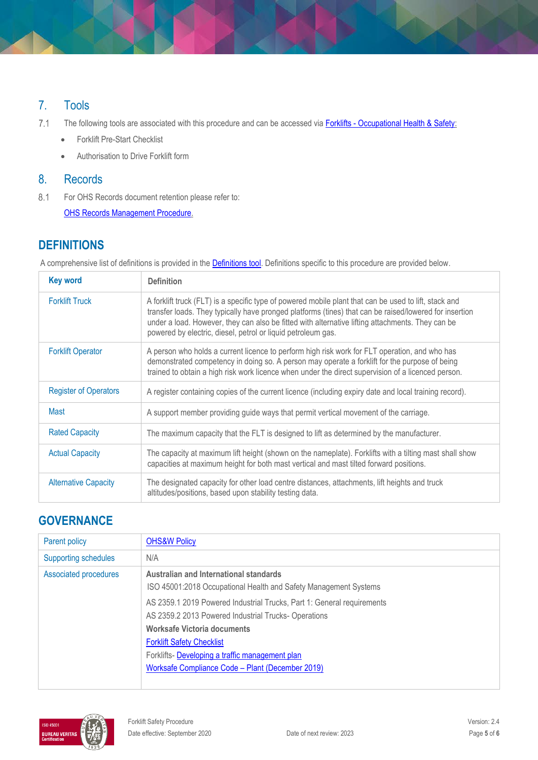## 7. Tools

7.1 The following tools are associated with this procedure and can be accessed via [Forklifts - Occupational Health & Safety:](Forklifts - Occupational Health & Safety)

- Forklift Pre-Start Checklist
- Authorisation to Drive Forklift form

## 8. Records

8.1 For OHS Records document retention please refer to:

[OHS Records Management Procedure.](OHS Records Management Procedure)

## DEFINITIONS

A comprehensive list of definitions is provided in the Definitions tool. Definitions specific to this procedure are provided below.

| Key word | Definition |
|---|---|
| Forklift Truck | A forklift truck (FLT) is a specific type of powered mobile plant that can be used to lift, stack and transfer loads. They typically have pronged platforms (tines) that can be raised/lowered for insertion under a load. However, they can also be fitted with alternative lifting attachments. They can be powered by electric, diesel, petrol or liquid petroleum gas. |
| Forklift Operator | A person who holds a current licence to perform high risk work for FLT operation, and who has demonstrated competency in doing so. A person may operate a forklift for the purpose of being trained to obtain a high risk work licence when under the direct supervision of a licenced person. |
| Register of Operators | A register containing copies of the current licence (including expiry date and local training record). |
| Mast | A support member providing guide ways that permit vertical movement of the carriage. |
| Rated Capacity | The maximum capacity that the FLT is designed to lift as determined by the manufacturer. |
| Actual Capacity | The capacity at maximum lift height (shown on the nameplate). Forklifts with a tilting mast shall show capacities at maximum height for both mast vertical and mast tilted forward positions. |
| Alternative Capacity | The designated capacity for other load centre distances, attachments, lift heights and truck altitudes/positions, based upon stability testing data. |

## GOVERNANCE

| | |
|---|---|
| Parent policy | OHS&W Policy |
| Supporting schedules | N/A |
| Associated procedures | **Australian and International standards**<br>ISO 45001:2018 Occupational Health and Safety Management Systems<br>AS 2359.1 2019 Powered Industrial Trucks, Part 1: General requirements<br>AS 2359.2 2013 Powered Industrial Trucks- Operations<br>**Worksafe Victoria documents**<br>Forklift Safety Checklist<br>Forklifts- Developing a traffic management plan<br>Worksafe Compliance Code – Plant (December 2019) |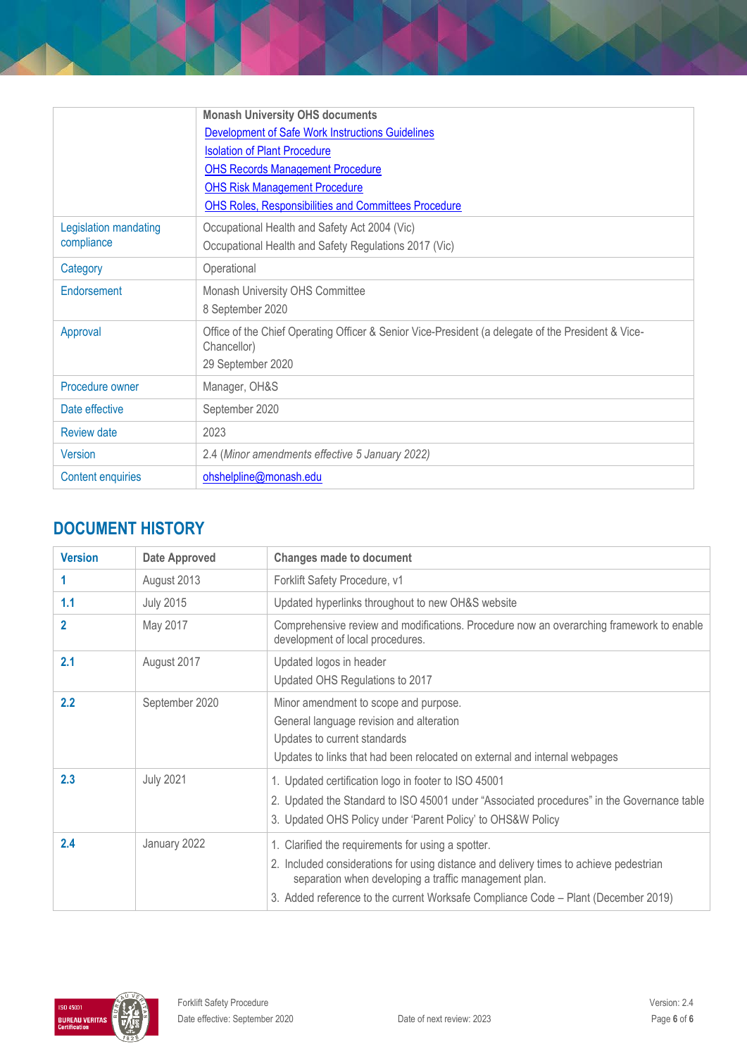| | |
|---|---|
| | **Monash University OHS documents**<br>Development of Safe Work Instructions Guidelines<br>Isolation of Plant Procedure<br>OHS Records Management Procedure<br>OHS Risk Management Procedure<br>OHS Roles, Responsibilities and Committees Procedure |
| Legislation mandating compliance | Occupational Health and Safety Act 2004 (Vic)<br>Occupational Health and Safety Regulations 2017 (Vic) |
| Category | Operational |
| Endorsement | Monash University OHS Committee<br>8 September 2020 |
| Approval | Office of the Chief Operating Officer & Senior Vice-President (a delegate of the President & Vice-Chancellor)<br>29 September 2020 |
| Procedure owner | Manager, OH&S |
| Date effective | September 2020 |
| Review date | 2023 |
| Version | 2.4 (*Minor amendments effective 5 January 2022)* |
| Content enquiries | ohshelpline@monash.edu |

## DOCUMENT HISTORY

| Version | Date Approved | Changes made to document |
|---|---|---|
| **1** | August 2013 | Forklift Safety Procedure, v1 |
| **1.1** | July 2015 | Updated hyperlinks throughout to new OH&S website |
| **2** | May 2017 | Comprehensive review and modifications. Procedure now an overarching framework to enable development of local procedures. |
| **2.1** | August 2017 | Updated logos in header<br>Updated OHS Regulations to 2017 |
| **2.2** | September 2020 | Minor amendment to scope and purpose.<br>General language revision and alteration<br>Updates to current standards<br>Updates to links that had been relocated on external and internal webpages |
| **2.3** | July 2021 | 1. Updated certification logo in footer to ISO 45001<br>2. Updated the Standard to ISO 45001 under "Associated procedures" in the Governance table<br>3. Updated OHS Policy under 'Parent Policy' to OHS&W Policy |
| **2.4** | January 2022 | 1. Clarified the requirements for using a spotter.<br>2. Included considerations for using distance and delivery times to achieve pedestrian separation when developing a traffic management plan.<br>3. Added reference to the current Worksafe Compliance Code – Plant (December 2019) |